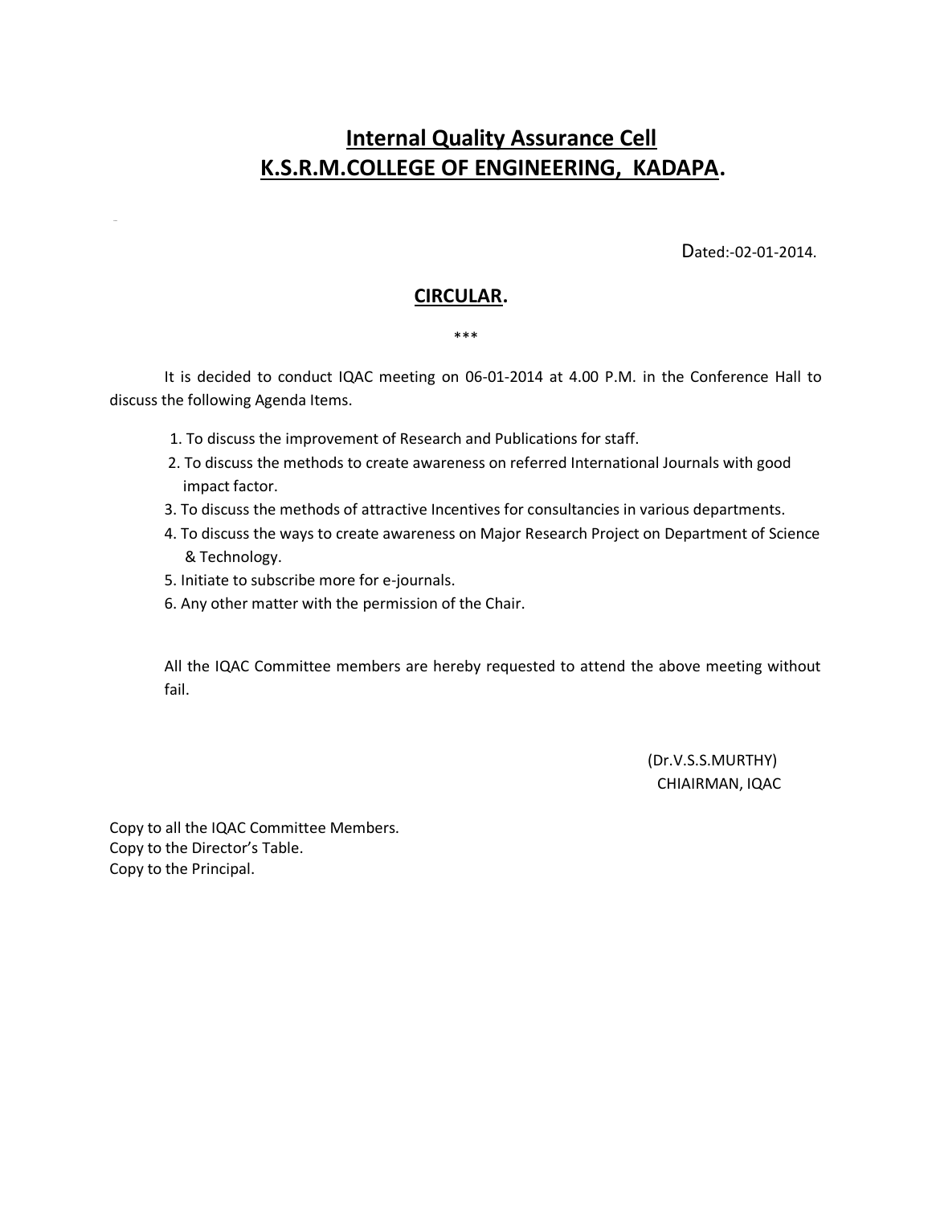# Internal Quality Assurance Cell
# K.S.R.M.COLLEGE OF ENGINEERING, KADAPA.

Dated:-02-01-2014.

## CIRCULAR.

***

It is decided to conduct IQAC meeting on 06-01-2014 at 4.00 P.M. in the Conference Hall to discuss the following Agenda Items.

1. To discuss the improvement of Research and Publications for staff.
2. To discuss the methods to create awareness on referred International Journals with good impact factor.
3. To discuss the methods of attractive Incentives for consultancies in various departments.
4. To discuss the ways to create awareness on Major Research Project on Department of Science & Technology.
5. Initiate to subscribe more for e-journals.
6. Any other matter with the permission of the Chair.

All the IQAC Committee members are hereby requested to attend the above meeting without fail.

(Dr.V.S.S.MURTHY)
CHIAIRMAN, IQAC

Copy to all the IQAC Committee Members.
Copy to the Director's Table.
Copy to the Principal.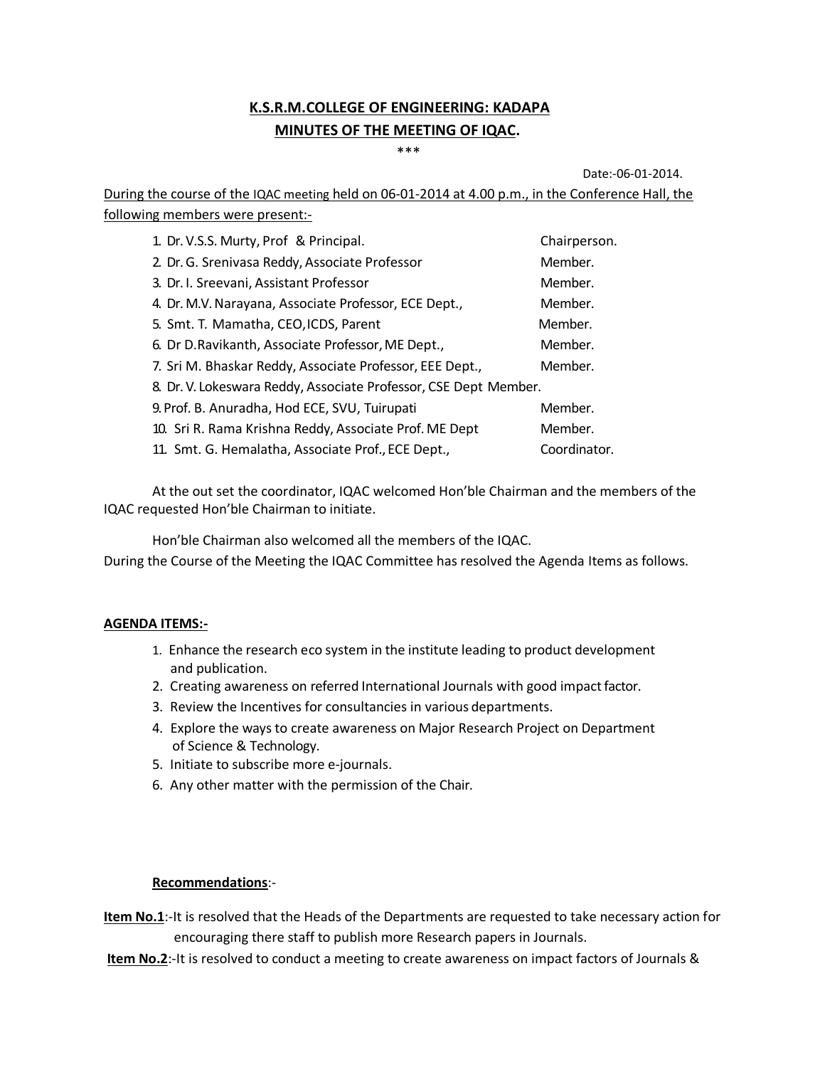# K.S.R.M.COLLEGE OF ENGINEERING: KADAPA

## MINUTES OF THE MEETING OF IQAC.

\*\*\*

Date:-06-01-2014.

During the course of the IQAC meeting held on 06-01-2014 at 4.00 p.m., in the Conference Hall, the following members were present:-

1. Dr. V.S.S. Murty, Prof & Principal. — Chairperson.
2. Dr. G. Srenivasa Reddy, Associate Professor — Member.
3. Dr. I. Sreevani, Assistant Professor — Member.
4. Dr. M.V. Narayana, Associate Professor, ECE Dept., — Member.
5. Smt. T. Mamatha, CEO, ICDS, Parent — Member.
6. Dr D.Ravikanth, Associate Professor, ME Dept., — Member.
7. Sri M. Bhaskar Reddy, Associate Professor, EEE Dept., — Member.
8. Dr. V. Lokeswara Reddy, Associate Professor, CSE Dept Member.
9. Prof. B. Anuradha, Hod ECE, SVU, Tuirupati — Member.
10. Sri R. Rama Krishna Reddy, Associate Prof. ME Dept — Member.
11. Smt. G. Hemalatha, Associate Prof., ECE Dept., — Coordinator.

At the out set the coordinator, IQAC welcomed Hon'ble Chairman and the members of the IQAC requested Hon'ble Chairman to initiate.

Hon'ble Chairman also welcomed all the members of the IQAC.

During the Course of the Meeting the IQAC Committee has resolved the Agenda Items as follows.

**AGENDA ITEMS:-**

1. Enhance the research eco system in the institute leading to product development and publication.
2. Creating awareness on referred International Journals with good impact factor.
3. Review the Incentives for consultancies in various departments.
4. Explore the ways to create awareness on Major Research Project on Department of Science & Technology.
5. Initiate to subscribe more e-journals.
6. Any other matter with the permission of the Chair.

**Recommendations**:-

**Item No.1**:-It is resolved that the Heads of the Departments are requested to take necessary action for encouraging there staff to publish more Research papers in Journals.

**Item No.2**:-It is resolved to conduct a meeting to create awareness on impact factors of Journals &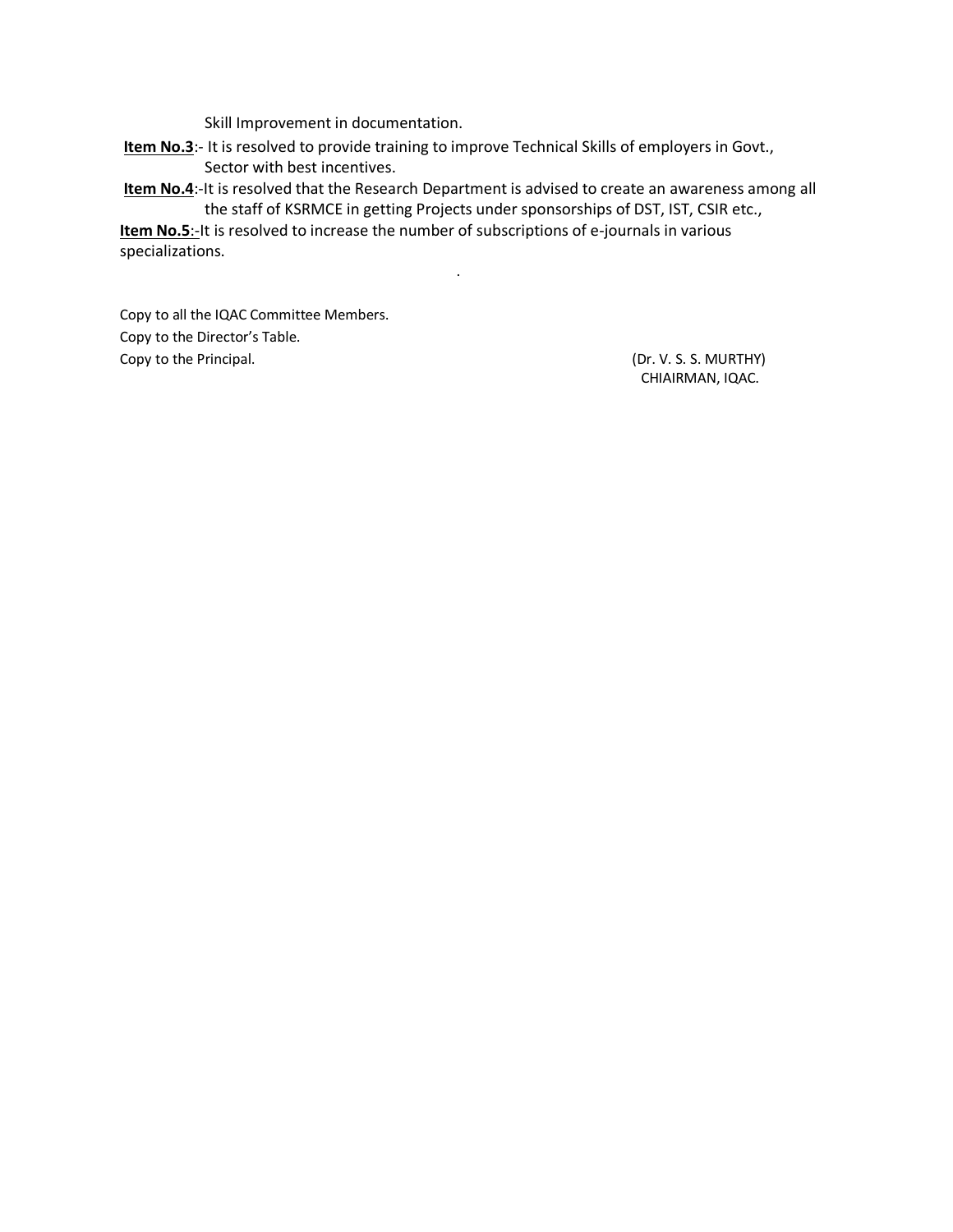Skill Improvement in documentation.

**Item No.3**:- It is resolved to provide training to improve Technical Skills of employers in Govt., Sector with best incentives.

**Item No.4**:-It is resolved that the Research Department is advised to create an awareness among all the staff of KSRMCE in getting Projects under sponsorships of DST, IST, CSIR etc.,

**Item No.5**:-It is resolved to increase the number of subscriptions of e-journals in various specializations.

Copy to all the IQAC Committee Members.
Copy to the Director's Table.
Copy to the Principal.

(Dr. V. S. S. MURTHY)
CHIAIRMAN, IQAC.